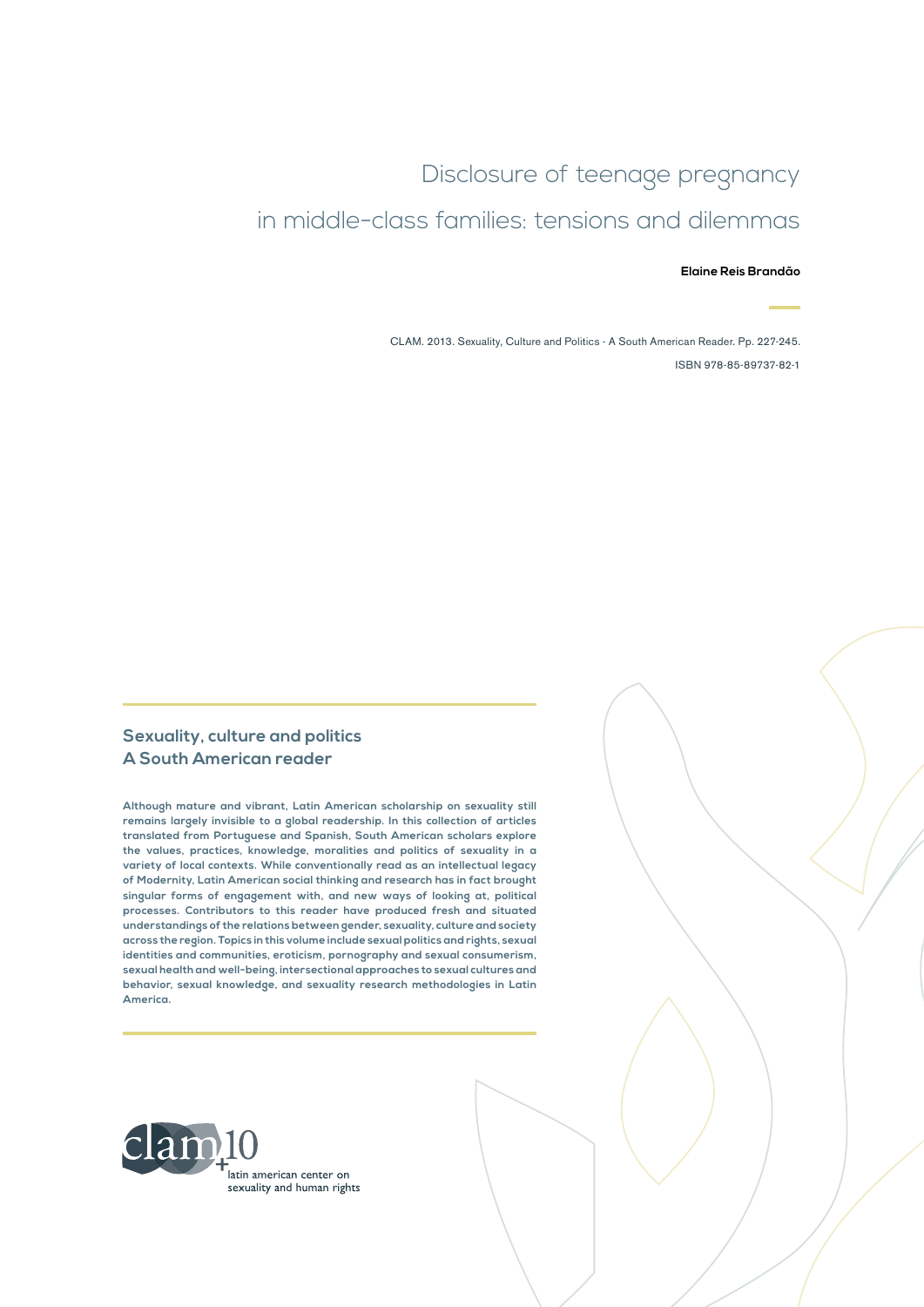# Disclosure of teenage pregnancy in middle-class families: tensions and dilemmas

**Elaine Reis Brandão**

CLAM. 2013. Sexuality, Culture and Politics - A South American Reader. Pp. 227-245.

ISBN 978-85-89737-82-1

## Sexuality, culture and politics
## A South American reader

**Although mature and vibrant, Latin American scholarship on sexuality still remains largely invisible to a global readership. In this collection of articles translated from Portuguese and Spanish, South American scholars explore the values, practices, knowledge, moralities and politics of sexuality in a variety of local contexts. While conventionally read as an intellectual legacy of Modernity, Latin American social thinking and research has in fact brought singular forms of engagement with, and new ways of looking at, political processes. Contributors to this reader have produced fresh and situated understandings of the relations between gender, sexuality, culture and society across the region. Topics in this volume include sexual politics and rights, sexual identities and communities, eroticism, pornography and sexual consumerism, sexual health and well-being, intersectional approaches to sexual cultures and behavior, sexual knowledge, and sexuality research methodologies in Latin America.**

clam +10
latin american center on sexuality and human rights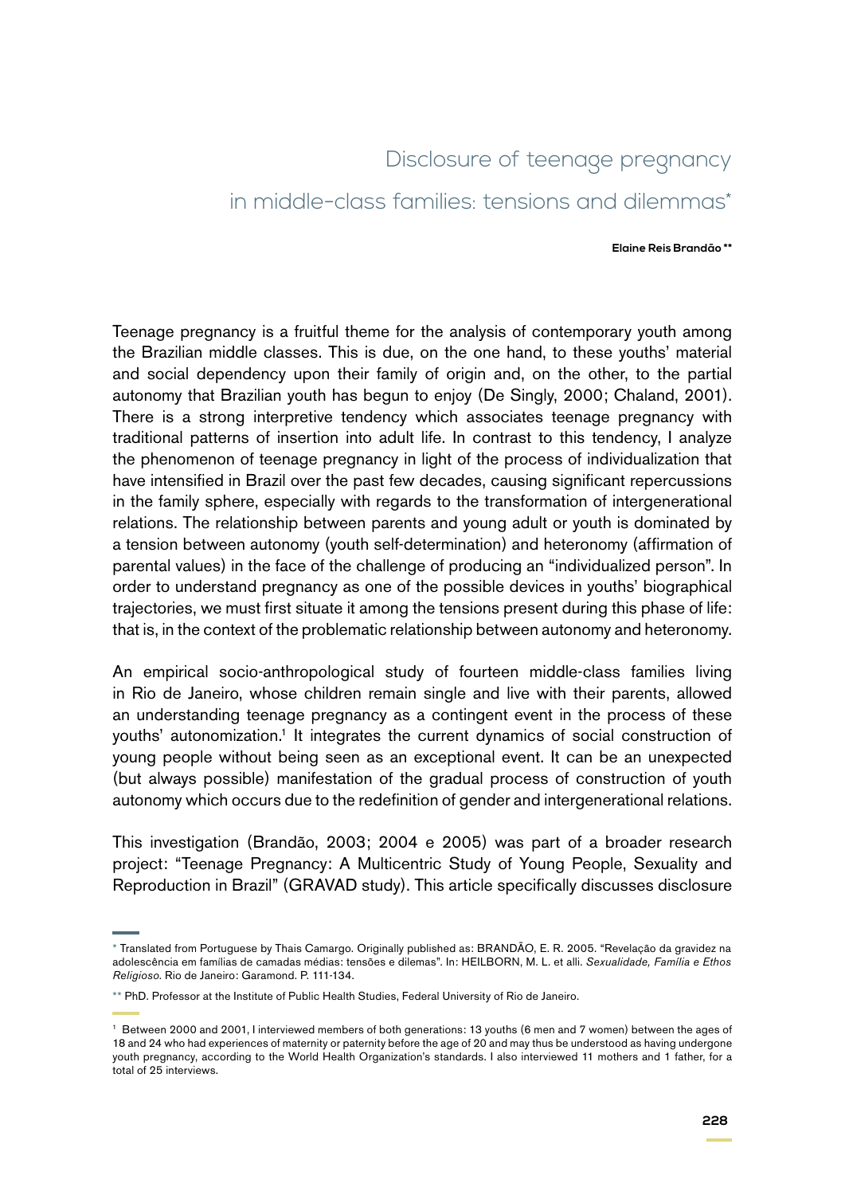# Disclosure of teenage pregnancy in middle-class families: tensions and dilemmas*

**Elaine Reis Brandão \*\***

Teenage pregnancy is a fruitful theme for the analysis of contemporary youth among the Brazilian middle classes. This is due, on the one hand, to these youths' material and social dependency upon their family of origin and, on the other, to the partial autonomy that Brazilian youth has begun to enjoy (De Singly, 2000; Chaland, 2001). There is a strong interpretive tendency which associates teenage pregnancy with traditional patterns of insertion into adult life. In contrast to this tendency, I analyze the phenomenon of teenage pregnancy in light of the process of individualization that have intensified in Brazil over the past few decades, causing significant repercussions in the family sphere, especially with regards to the transformation of intergenerational relations. The relationship between parents and young adult or youth is dominated by a tension between autonomy (youth self-determination) and heteronomy (affirmation of parental values) in the face of the challenge of producing an "individualized person". In order to understand pregnancy as one of the possible devices in youths' biographical trajectories, we must first situate it among the tensions present during this phase of life: that is, in the context of the problematic relationship between autonomy and heteronomy.

An empirical socio-anthropological study of fourteen middle-class families living in Rio de Janeiro, whose children remain single and live with their parents, allowed an understanding teenage pregnancy as a contingent event in the process of these youths' autonomization.[1] It integrates the current dynamics of social construction of young people without being seen as an exceptional event. It can be an unexpected (but always possible) manifestation of the gradual process of construction of youth autonomy which occurs due to the redefinition of gender and intergenerational relations.

This investigation (Brandão, 2003; 2004 e 2005) was part of a broader research project: "Teenage Pregnancy: A Multicentric Study of Young People, Sexuality and Reproduction in Brazil" (GRAVAD study). This article specifically discusses disclosure

---

\* Translated from Portuguese by Thais Camargo. Originally published as: BRANDÃO, E. R. 2005. "Revelação da gravidez na adolescência em famílias de camadas médias: tensões e dilemas". In: HEILBORN, M. L. et alli. *Sexualidade, Família e Ethos Religioso*. Rio de Janeiro: Garamond. P. 111-134.

\*\* PhD. Professor at the Institute of Public Health Studies, Federal University of Rio de Janeiro.

[1] Between 2000 and 2001, I interviewed members of both generations: 13 youths (6 men and 7 women) between the ages of 18 and 24 who had experiences of maternity or paternity before the age of 20 and may thus be understood as having undergone youth pregnancy, according to the World Health Organization's standards. I also interviewed 11 mothers and 1 father, for a total of 25 interviews.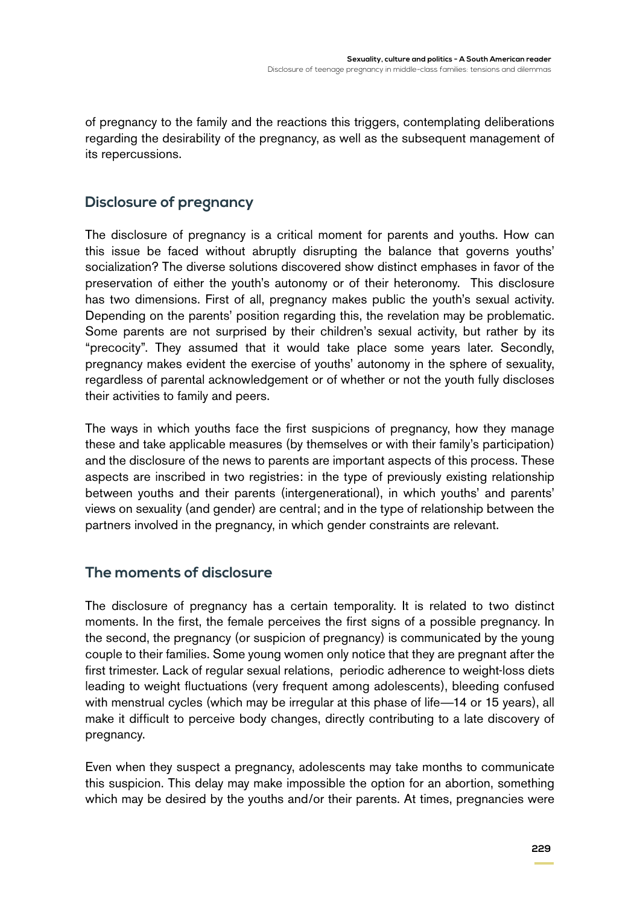of pregnancy to the family and the reactions this triggers, contemplating deliberations regarding the desirability of the pregnancy, as well as the subsequent management of its repercussions.

## Disclosure of pregnancy

The disclosure of pregnancy is a critical moment for parents and youths. How can this issue be faced without abruptly disrupting the balance that governs youths' socialization? The diverse solutions discovered show distinct emphases in favor of the preservation of either the youth's autonomy or of their heteronomy. This disclosure has two dimensions. First of all, pregnancy makes public the youth's sexual activity. Depending on the parents' position regarding this, the revelation may be problematic. Some parents are not surprised by their children's sexual activity, but rather by its "precocity". They assumed that it would take place some years later. Secondly, pregnancy makes evident the exercise of youths' autonomy in the sphere of sexuality, regardless of parental acknowledgement or of whether or not the youth fully discloses their activities to family and peers.

The ways in which youths face the first suspicions of pregnancy, how they manage these and take applicable measures (by themselves or with their family's participation) and the disclosure of the news to parents are important aspects of this process. These aspects are inscribed in two registries: in the type of previously existing relationship between youths and their parents (intergenerational), in which youths' and parents' views on sexuality (and gender) are central; and in the type of relationship between the partners involved in the pregnancy, in which gender constraints are relevant.

## The moments of disclosure

The disclosure of pregnancy has a certain temporality. It is related to two distinct moments. In the first, the female perceives the first signs of a possible pregnancy. In the second, the pregnancy (or suspicion of pregnancy) is communicated by the young couple to their families. Some young women only notice that they are pregnant after the first trimester. Lack of regular sexual relations, periodic adherence to weight-loss diets leading to weight fluctuations (very frequent among adolescents), bleeding confused with menstrual cycles (which may be irregular at this phase of life—14 or 15 years), all make it difficult to perceive body changes, directly contributing to a late discovery of pregnancy.

Even when they suspect a pregnancy, adolescents may take months to communicate this suspicion. This delay may make impossible the option for an abortion, something which may be desired by the youths and/or their parents. At times, pregnancies were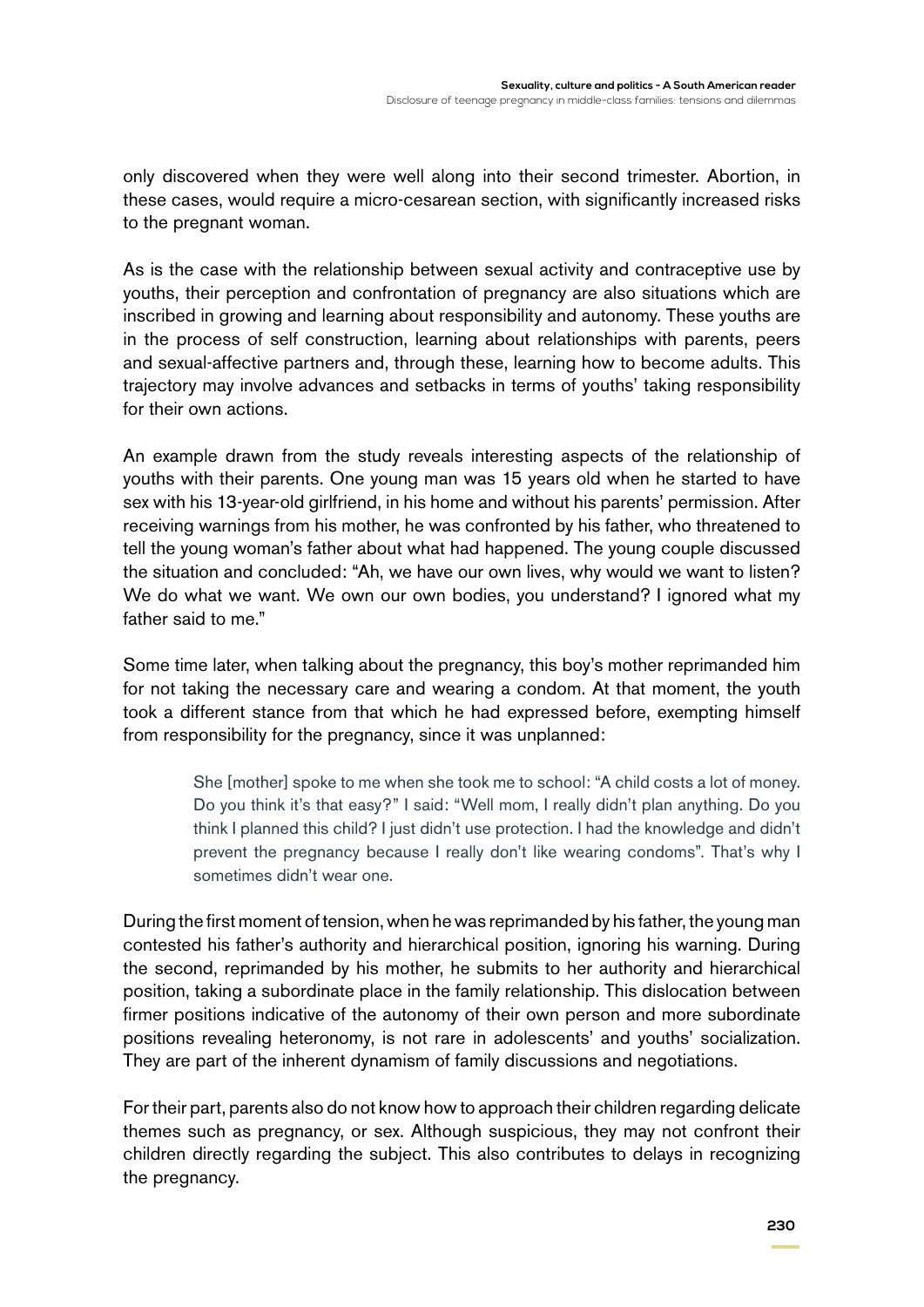only discovered when they were well along into their second trimester. Abortion, in these cases, would require a micro-cesarean section, with significantly increased risks to the pregnant woman.

As is the case with the relationship between sexual activity and contraceptive use by youths, their perception and confrontation of pregnancy are also situations which are inscribed in growing and learning about responsibility and autonomy. These youths are in the process of self construction, learning about relationships with parents, peers and sexual-affective partners and, through these, learning how to become adults. This trajectory may involve advances and setbacks in terms of youths' taking responsibility for their own actions.

An example drawn from the study reveals interesting aspects of the relationship of youths with their parents. One young man was 15 years old when he started to have sex with his 13-year-old girlfriend, in his home and without his parents' permission. After receiving warnings from his mother, he was confronted by his father, who threatened to tell the young woman's father about what had happened. The young couple discussed the situation and concluded: "Ah, we have our own lives, why would we want to listen? We do what we want. We own our own bodies, you understand? I ignored what my father said to me."

Some time later, when talking about the pregnancy, this boy's mother reprimanded him for not taking the necessary care and wearing a condom. At that moment, the youth took a different stance from that which he had expressed before, exempting himself from responsibility for the pregnancy, since it was unplanned:

> She [mother] spoke to me when she took me to school: "A child costs a lot of money. Do you think it's that easy?" I said: "Well mom, I really didn't plan anything. Do you think I planned this child? I just didn't use protection. I had the knowledge and didn't prevent the pregnancy because I really don't like wearing condoms". That's why I sometimes didn't wear one.

During the first moment of tension, when he was reprimanded by his father, the young man contested his father's authority and hierarchical position, ignoring his warning. During the second, reprimanded by his mother, he submits to her authority and hierarchical position, taking a subordinate place in the family relationship. This dislocation between firmer positions indicative of the autonomy of their own person and more subordinate positions revealing heteronomy, is not rare in adolescents' and youths' socialization. They are part of the inherent dynamism of family discussions and negotiations.

For their part, parents also do not know how to approach their children regarding delicate themes such as pregnancy, or sex. Although suspicious, they may not confront their children directly regarding the subject. This also contributes to delays in recognizing the pregnancy.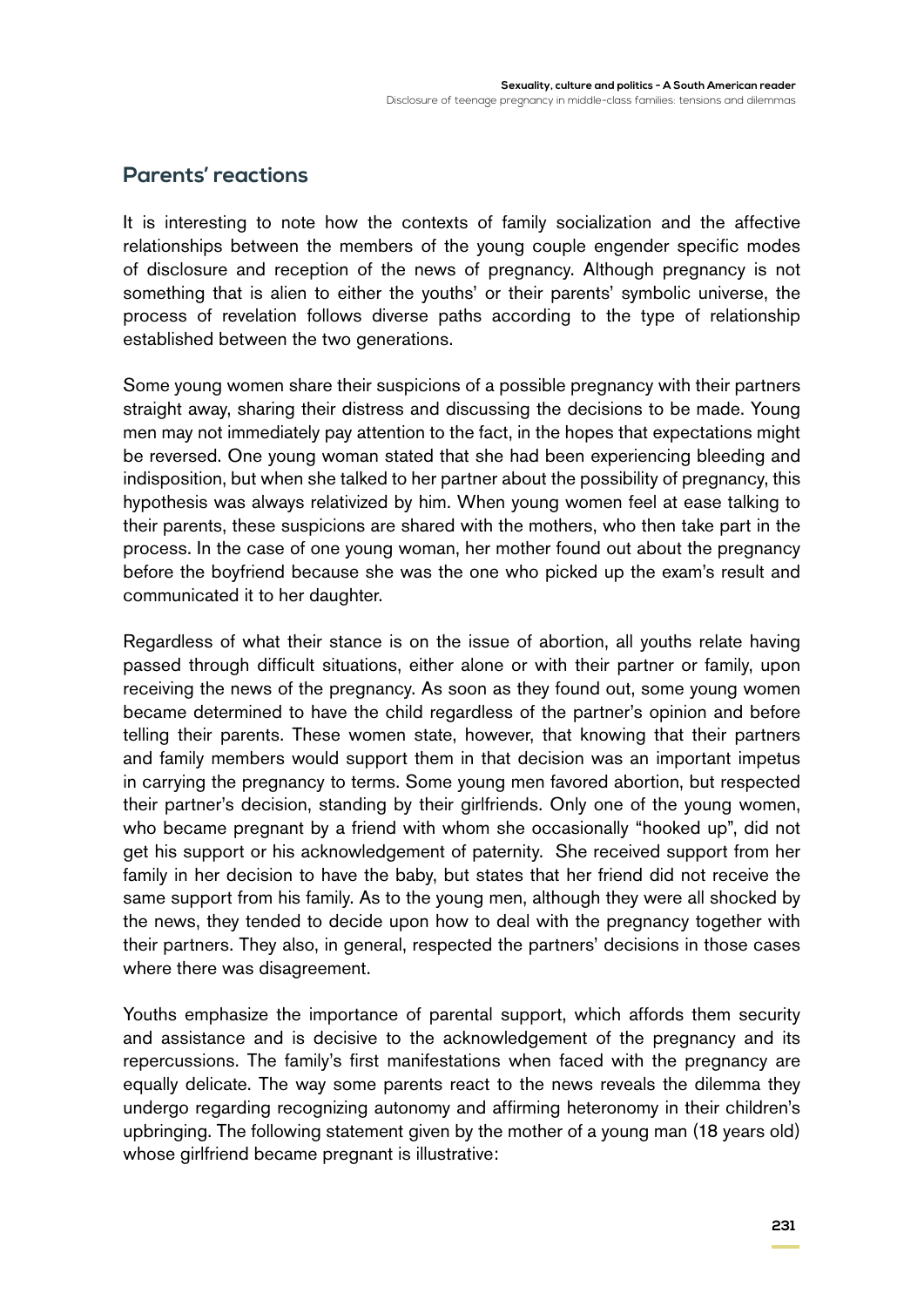## Parents' reactions

It is interesting to note how the contexts of family socialization and the affective relationships between the members of the young couple engender specific modes of disclosure and reception of the news of pregnancy. Although pregnancy is not something that is alien to either the youths' or their parents' symbolic universe, the process of revelation follows diverse paths according to the type of relationship established between the two generations.

Some young women share their suspicions of a possible pregnancy with their partners straight away, sharing their distress and discussing the decisions to be made. Young men may not immediately pay attention to the fact, in the hopes that expectations might be reversed. One young woman stated that she had been experiencing bleeding and indisposition, but when she talked to her partner about the possibility of pregnancy, this hypothesis was always relativized by him. When young women feel at ease talking to their parents, these suspicions are shared with the mothers, who then take part in the process. In the case of one young woman, her mother found out about the pregnancy before the boyfriend because she was the one who picked up the exam's result and communicated it to her daughter.

Regardless of what their stance is on the issue of abortion, all youths relate having passed through difficult situations, either alone or with their partner or family, upon receiving the news of the pregnancy. As soon as they found out, some young women became determined to have the child regardless of the partner's opinion and before telling their parents. These women state, however, that knowing that their partners and family members would support them in that decision was an important impetus in carrying the pregnancy to terms. Some young men favored abortion, but respected their partner's decision, standing by their girlfriends. Only one of the young women, who became pregnant by a friend with whom she occasionally "hooked up", did not get his support or his acknowledgement of paternity. She received support from her family in her decision to have the baby, but states that her friend did not receive the same support from his family. As to the young men, although they were all shocked by the news, they tended to decide upon how to deal with the pregnancy together with their partners. They also, in general, respected the partners' decisions in those cases where there was disagreement.

Youths emphasize the importance of parental support, which affords them security and assistance and is decisive to the acknowledgement of the pregnancy and its repercussions. The family's first manifestations when faced with the pregnancy are equally delicate. The way some parents react to the news reveals the dilemma they undergo regarding recognizing autonomy and affirming heteronomy in their children's upbringing. The following statement given by the mother of a young man (18 years old) whose girlfriend became pregnant is illustrative: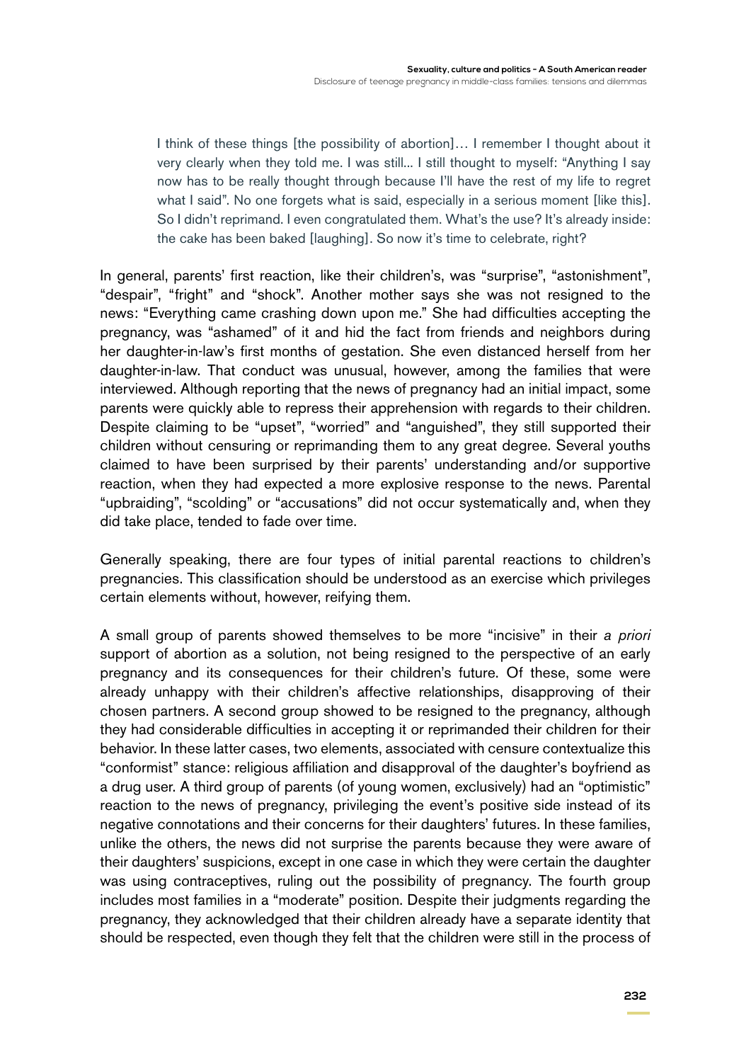> I think of these things [the possibility of abortion]… I remember I thought about it very clearly when they told me. I was still... I still thought to myself: "Anything I say now has to be really thought through because I'll have the rest of my life to regret what I said". No one forgets what is said, especially in a serious moment [like this]. So I didn't reprimand. I even congratulated them. What's the use? It's already inside: the cake has been baked [laughing]. So now it's time to celebrate, right?

In general, parents' first reaction, like their children's, was "surprise", "astonishment", "despair", "fright" and "shock". Another mother says she was not resigned to the news: "Everything came crashing down upon me." She had difficulties accepting the pregnancy, was "ashamed" of it and hid the fact from friends and neighbors during her daughter-in-law's first months of gestation. She even distanced herself from her daughter-in-law. That conduct was unusual, however, among the families that were interviewed. Although reporting that the news of pregnancy had an initial impact, some parents were quickly able to repress their apprehension with regards to their children. Despite claiming to be "upset", "worried" and "anguished", they still supported their children without censuring or reprimanding them to any great degree. Several youths claimed to have been surprised by their parents' understanding and/or supportive reaction, when they had expected a more explosive response to the news. Parental "upbraiding", "scolding" or "accusations" did not occur systematically and, when they did take place, tended to fade over time.

Generally speaking, there are four types of initial parental reactions to children's pregnancies. This classification should be understood as an exercise which privileges certain elements without, however, reifying them.

A small group of parents showed themselves to be more "incisive" in their *a priori* support of abortion as a solution, not being resigned to the perspective of an early pregnancy and its consequences for their children's future. Of these, some were already unhappy with their children's affective relationships, disapproving of their chosen partners. A second group showed to be resigned to the pregnancy, although they had considerable difficulties in accepting it or reprimanded their children for their behavior. In these latter cases, two elements, associated with censure contextualize this "conformist" stance: religious affiliation and disapproval of the daughter's boyfriend as a drug user. A third group of parents (of young women, exclusively) had an "optimistic" reaction to the news of pregnancy, privileging the event's positive side instead of its negative connotations and their concerns for their daughters' futures. In these families, unlike the others, the news did not surprise the parents because they were aware of their daughters' suspicions, except in one case in which they were certain the daughter was using contraceptives, ruling out the possibility of pregnancy. The fourth group includes most families in a "moderate" position. Despite their judgments regarding the pregnancy, they acknowledged that their children already have a separate identity that should be respected, even though they felt that the children were still in the process of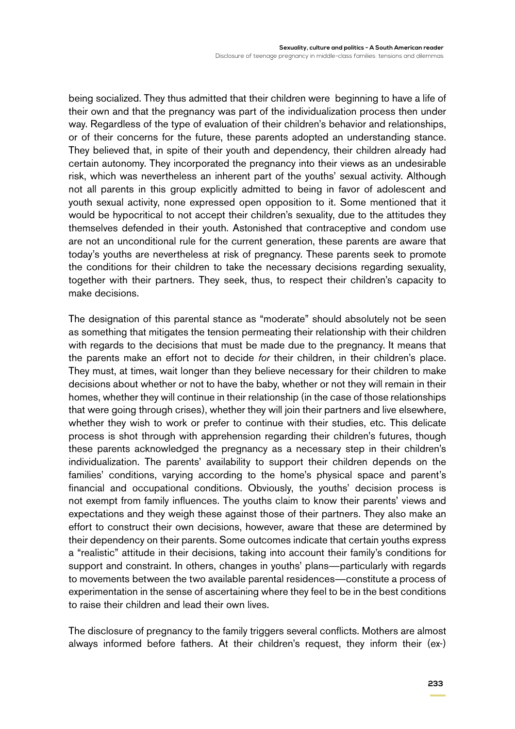being socialized. They thus admitted that their children were beginning to have a life of their own and that the pregnancy was part of the individualization process then under way. Regardless of the type of evaluation of their children's behavior and relationships, or of their concerns for the future, these parents adopted an understanding stance. They believed that, in spite of their youth and dependency, their children already had certain autonomy. They incorporated the pregnancy into their views as an undesirable risk, which was nevertheless an inherent part of the youths' sexual activity. Although not all parents in this group explicitly admitted to being in favor of adolescent and youth sexual activity, none expressed open opposition to it. Some mentioned that it would be hypocritical to not accept their children's sexuality, due to the attitudes they themselves defended in their youth. Astonished that contraceptive and condom use are not an unconditional rule for the current generation, these parents are aware that today's youths are nevertheless at risk of pregnancy. These parents seek to promote the conditions for their children to take the necessary decisions regarding sexuality, together with their partners. They seek, thus, to respect their children's capacity to make decisions.

The designation of this parental stance as "moderate" should absolutely not be seen as something that mitigates the tension permeating their relationship with their children with regards to the decisions that must be made due to the pregnancy. It means that the parents make an effort not to decide *for* their children, in their children's place. They must, at times, wait longer than they believe necessary for their children to make decisions about whether or not to have the baby, whether or not they will remain in their homes, whether they will continue in their relationship (in the case of those relationships that were going through crises), whether they will join their partners and live elsewhere, whether they wish to work or prefer to continue with their studies, etc. This delicate process is shot through with apprehension regarding their children's futures, though these parents acknowledged the pregnancy as a necessary step in their children's individualization. The parents' availability to support their children depends on the families' conditions, varying according to the home's physical space and parent's financial and occupational conditions. Obviously, the youths' decision process is not exempt from family influences. The youths claim to know their parents' views and expectations and they weigh these against those of their partners. They also make an effort to construct their own decisions, however, aware that these are determined by their dependency on their parents. Some outcomes indicate that certain youths express a "realistic" attitude in their decisions, taking into account their family's conditions for support and constraint. In others, changes in youths' plans—particularly with regards to movements between the two available parental residences—constitute a process of experimentation in the sense of ascertaining where they feel to be in the best conditions to raise their children and lead their own lives.

The disclosure of pregnancy to the family triggers several conflicts. Mothers are almost always informed before fathers. At their children's request, they inform their (ex-)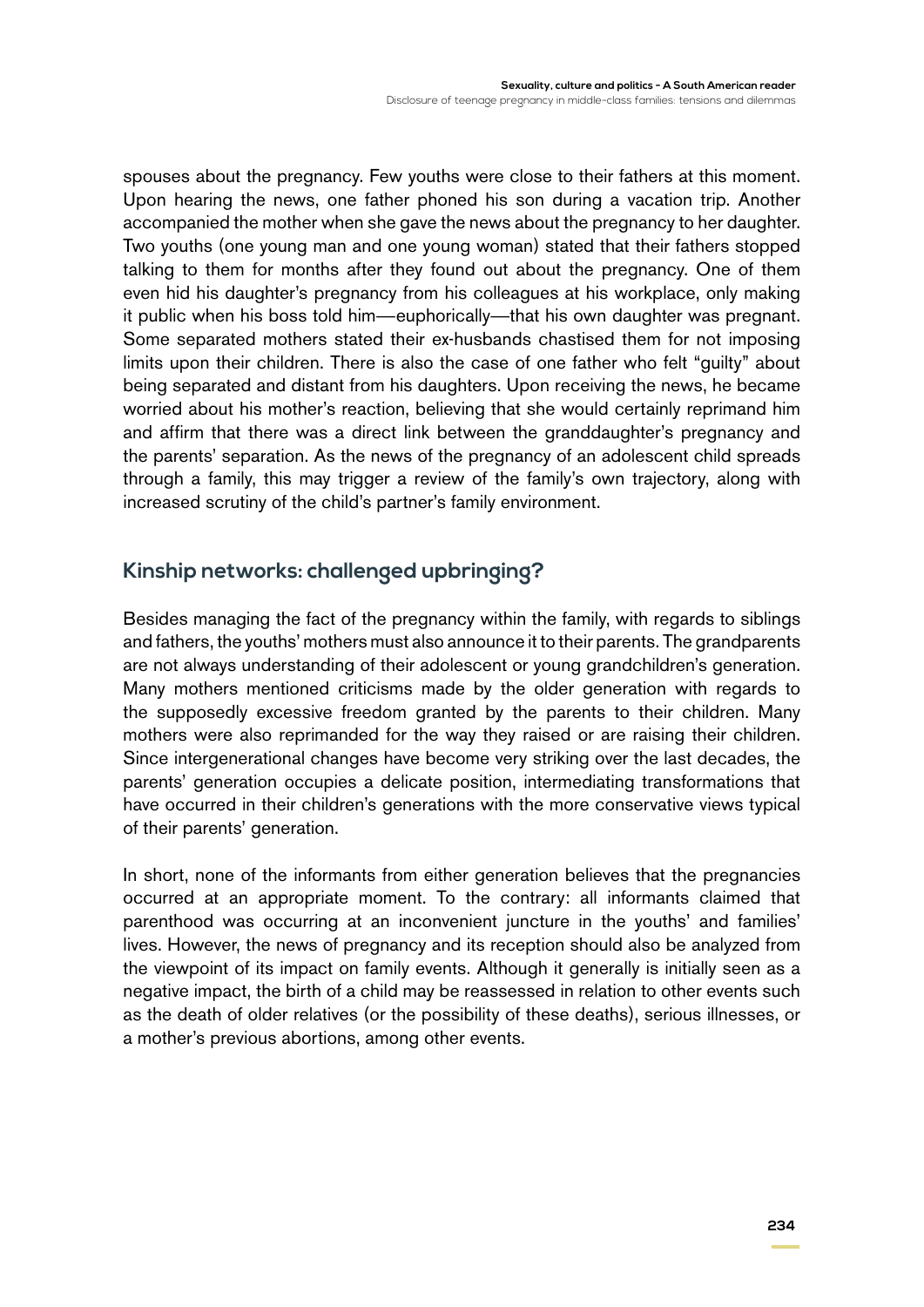spouses about the pregnancy. Few youths were close to their fathers at this moment. Upon hearing the news, one father phoned his son during a vacation trip. Another accompanied the mother when she gave the news about the pregnancy to her daughter. Two youths (one young man and one young woman) stated that their fathers stopped talking to them for months after they found out about the pregnancy. One of them even hid his daughter's pregnancy from his colleagues at his workplace, only making it public when his boss told him—euphorically—that his own daughter was pregnant. Some separated mothers stated their ex-husbands chastised them for not imposing limits upon their children. There is also the case of one father who felt "guilty" about being separated and distant from his daughters. Upon receiving the news, he became worried about his mother's reaction, believing that she would certainly reprimand him and affirm that there was a direct link between the granddaughter's pregnancy and the parents' separation. As the news of the pregnancy of an adolescent child spreads through a family, this may trigger a review of the family's own trajectory, along with increased scrutiny of the child's partner's family environment.

## Kinship networks: challenged upbringing?

Besides managing the fact of the pregnancy within the family, with regards to siblings and fathers, the youths' mothers must also announce it to their parents. The grandparents are not always understanding of their adolescent or young grandchildren's generation. Many mothers mentioned criticisms made by the older generation with regards to the supposedly excessive freedom granted by the parents to their children. Many mothers were also reprimanded for the way they raised or are raising their children. Since intergenerational changes have become very striking over the last decades, the parents' generation occupies a delicate position, intermediating transformations that have occurred in their children's generations with the more conservative views typical of their parents' generation.

In short, none of the informants from either generation believes that the pregnancies occurred at an appropriate moment. To the contrary: all informants claimed that parenthood was occurring at an inconvenient juncture in the youths' and families' lives. However, the news of pregnancy and its reception should also be analyzed from the viewpoint of its impact on family events. Although it generally is initially seen as a negative impact, the birth of a child may be reassessed in relation to other events such as the death of older relatives (or the possibility of these deaths), serious illnesses, or a mother's previous abortions, among other events.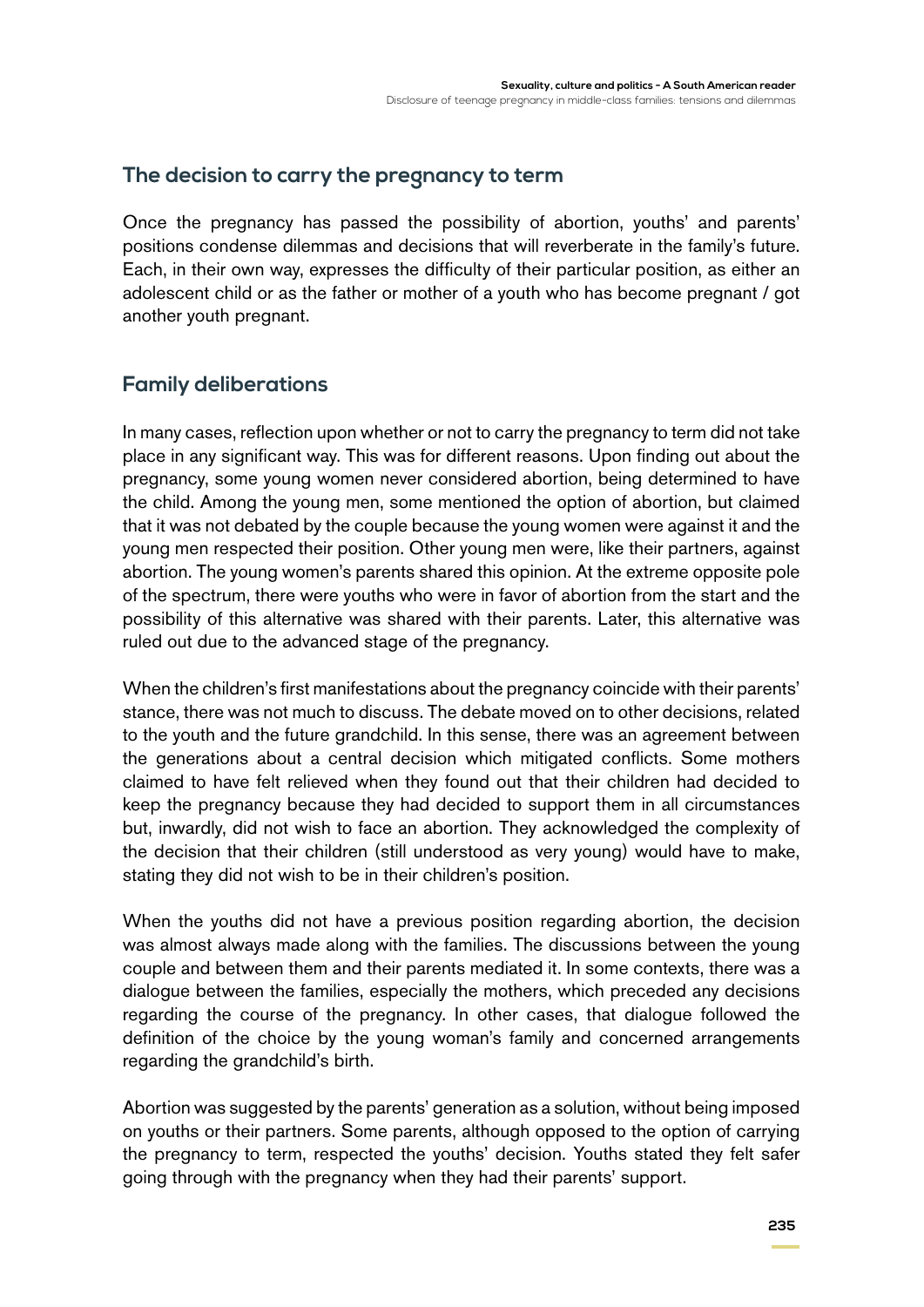## The decision to carry the pregnancy to term

Once the pregnancy has passed the possibility of abortion, youths' and parents' positions condense dilemmas and decisions that will reverberate in the family's future. Each, in their own way, expresses the difficulty of their particular position, as either an adolescent child or as the father or mother of a youth who has become pregnant / got another youth pregnant.

## Family deliberations

In many cases, reflection upon whether or not to carry the pregnancy to term did not take place in any significant way. This was for different reasons. Upon finding out about the pregnancy, some young women never considered abortion, being determined to have the child. Among the young men, some mentioned the option of abortion, but claimed that it was not debated by the couple because the young women were against it and the young men respected their position. Other young men were, like their partners, against abortion. The young women's parents shared this opinion. At the extreme opposite pole of the spectrum, there were youths who were in favor of abortion from the start and the possibility of this alternative was shared with their parents. Later, this alternative was ruled out due to the advanced stage of the pregnancy.

When the children's first manifestations about the pregnancy coincide with their parents' stance, there was not much to discuss. The debate moved on to other decisions, related to the youth and the future grandchild. In this sense, there was an agreement between the generations about a central decision which mitigated conflicts. Some mothers claimed to have felt relieved when they found out that their children had decided to keep the pregnancy because they had decided to support them in all circumstances but, inwardly, did not wish to face an abortion. They acknowledged the complexity of the decision that their children (still understood as very young) would have to make, stating they did not wish to be in their children's position.

When the youths did not have a previous position regarding abortion, the decision was almost always made along with the families. The discussions between the young couple and between them and their parents mediated it. In some contexts, there was a dialogue between the families, especially the mothers, which preceded any decisions regarding the course of the pregnancy. In other cases, that dialogue followed the definition of the choice by the young woman's family and concerned arrangements regarding the grandchild's birth.

Abortion was suggested by the parents' generation as a solution, without being imposed on youths or their partners. Some parents, although opposed to the option of carrying the pregnancy to term, respected the youths' decision. Youths stated they felt safer going through with the pregnancy when they had their parents' support.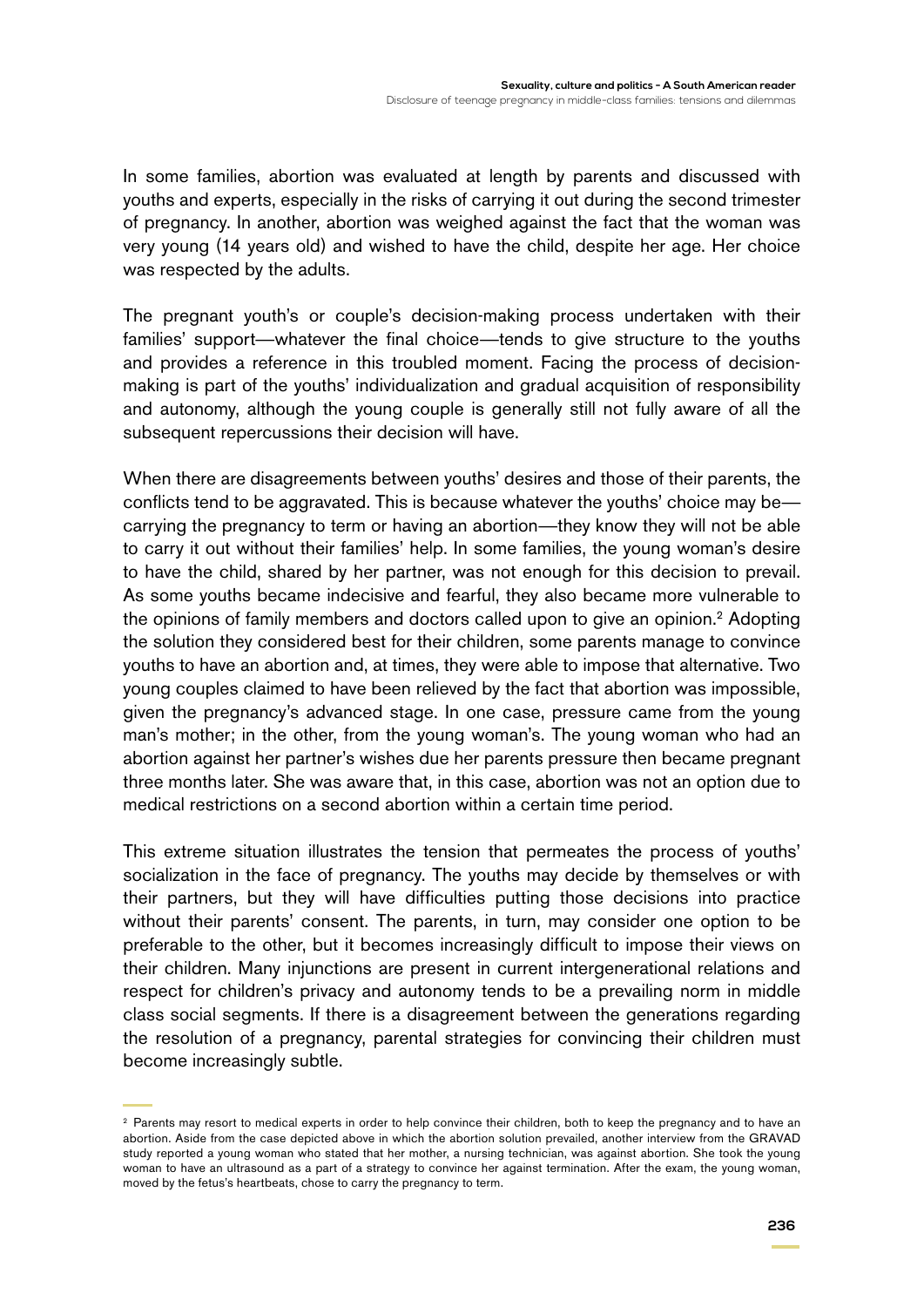In some families, abortion was evaluated at length by parents and discussed with youths and experts, especially in the risks of carrying it out during the second trimester of pregnancy. In another, abortion was weighed against the fact that the woman was very young (14 years old) and wished to have the child, despite her age. Her choice was respected by the adults.

The pregnant youth's or couple's decision-making process undertaken with their families' support—whatever the final choice—tends to give structure to the youths and provides a reference in this troubled moment. Facing the process of decision-making is part of the youths' individualization and gradual acquisition of responsibility and autonomy, although the young couple is generally still not fully aware of all the subsequent repercussions their decision will have.

When there are disagreements between youths' desires and those of their parents, the conflicts tend to be aggravated. This is because whatever the youths' choice may be—carrying the pregnancy to term or having an abortion—they know they will not be able to carry it out without their families' help. In some families, the young woman's desire to have the child, shared by her partner, was not enough for this decision to prevail. As some youths became indecisive and fearful, they also became more vulnerable to the opinions of family members and doctors called upon to give an opinion.[2] Adopting the solution they considered best for their children, some parents manage to convince youths to have an abortion and, at times, they were able to impose that alternative. Two young couples claimed to have been relieved by the fact that abortion was impossible, given the pregnancy's advanced stage. In one case, pressure came from the young man's mother; in the other, from the young woman's. The young woman who had an abortion against her partner's wishes due her parents pressure then became pregnant three months later. She was aware that, in this case, abortion was not an option due to medical restrictions on a second abortion within a certain time period.

This extreme situation illustrates the tension that permeates the process of youths' socialization in the face of pregnancy. The youths may decide by themselves or with their partners, but they will have difficulties putting those decisions into practice without their parents' consent. The parents, in turn, may consider one option to be preferable to the other, but it becomes increasingly difficult to impose their views on their children. Many injunctions are present in current intergenerational relations and respect for children's privacy and autonomy tends to be a prevailing norm in middle class social segments. If there is a disagreement between the generations regarding the resolution of a pregnancy, parental strategies for convincing their children must become increasingly subtle.

---

[2] Parents may resort to medical experts in order to help convince their children, both to keep the pregnancy and to have an abortion. Aside from the case depicted above in which the abortion solution prevailed, another interview from the GRAVAD study reported a young woman who stated that her mother, a nursing technician, was against abortion. She took the young woman to have an ultrasound as a part of a strategy to convince her against termination. After the exam, the young woman, moved by the fetus's heartbeats, chose to carry the pregnancy to term.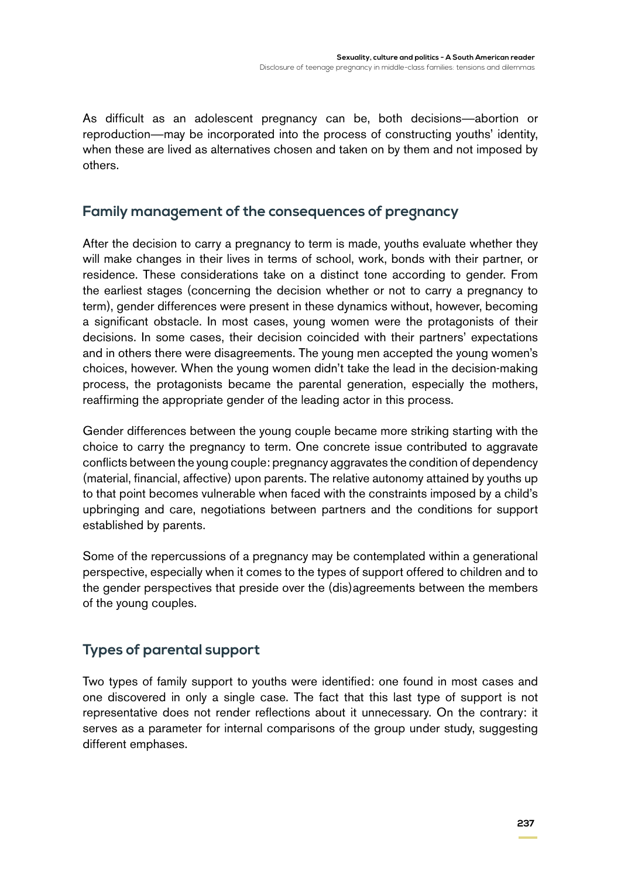As difficult as an adolescent pregnancy can be, both decisions—abortion or reproduction—may be incorporated into the process of constructing youths' identity, when these are lived as alternatives chosen and taken on by them and not imposed by others.

## Family management of the consequences of pregnancy

After the decision to carry a pregnancy to term is made, youths evaluate whether they will make changes in their lives in terms of school, work, bonds with their partner, or residence. These considerations take on a distinct tone according to gender. From the earliest stages (concerning the decision whether or not to carry a pregnancy to term), gender differences were present in these dynamics without, however, becoming a significant obstacle. In most cases, young women were the protagonists of their decisions. In some cases, their decision coincided with their partners' expectations and in others there were disagreements. The young men accepted the young women's choices, however. When the young women didn't take the lead in the decision-making process, the protagonists became the parental generation, especially the mothers, reaffirming the appropriate gender of the leading actor in this process.

Gender differences between the young couple became more striking starting with the choice to carry the pregnancy to term. One concrete issue contributed to aggravate conflicts between the young couple: pregnancy aggravates the condition of dependency (material, financial, affective) upon parents. The relative autonomy attained by youths up to that point becomes vulnerable when faced with the constraints imposed by a child's upbringing and care, negotiations between partners and the conditions for support established by parents.

Some of the repercussions of a pregnancy may be contemplated within a generational perspective, especially when it comes to the types of support offered to children and to the gender perspectives that preside over the (dis)agreements between the members of the young couples.

## Types of parental support

Two types of family support to youths were identified: one found in most cases and one discovered in only a single case. The fact that this last type of support is not representative does not render reflections about it unnecessary. On the contrary: it serves as a parameter for internal comparisons of the group under study, suggesting different emphases.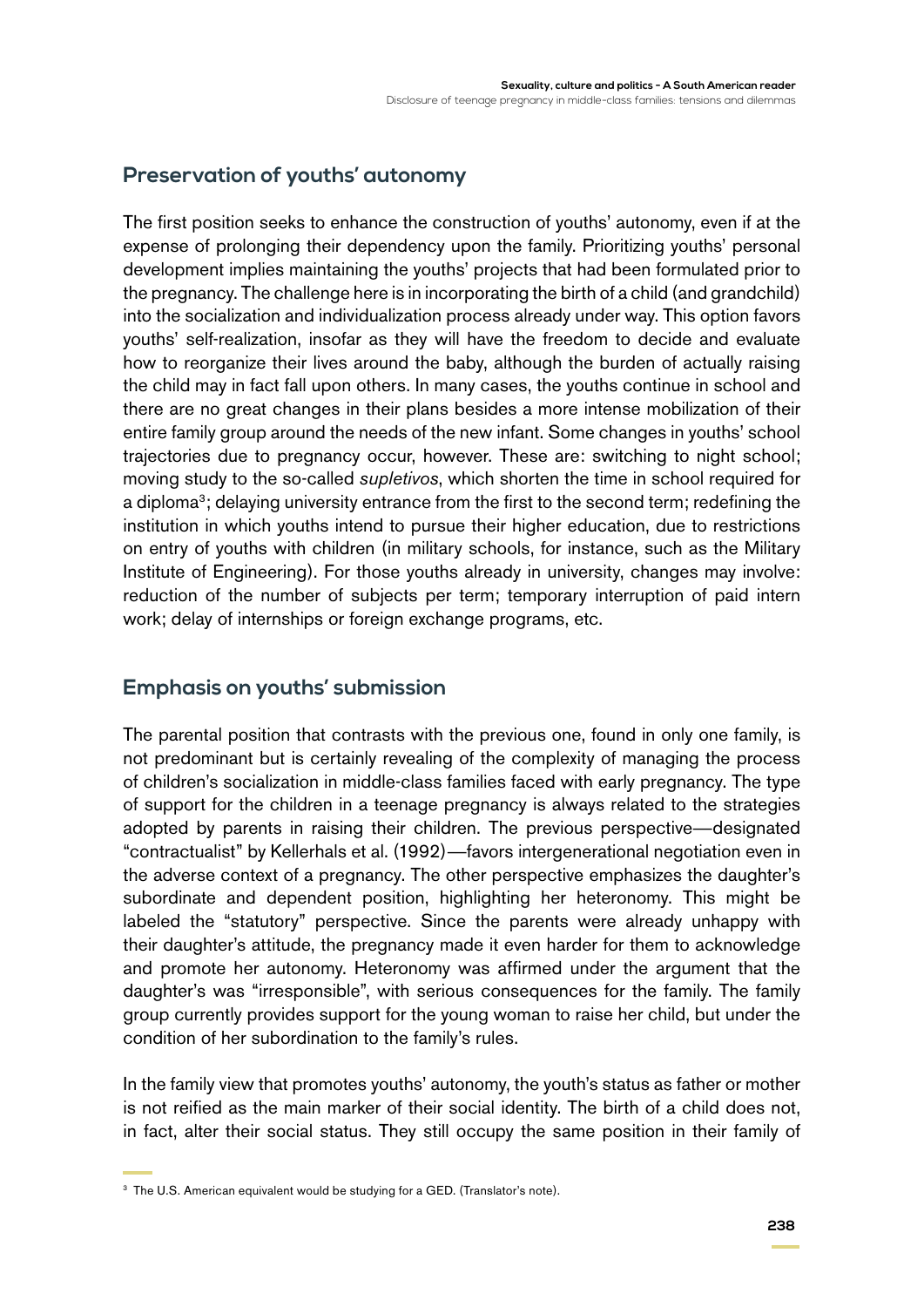## Preservation of youths' autonomy

The first position seeks to enhance the construction of youths' autonomy, even if at the expense of prolonging their dependency upon the family. Prioritizing youths' personal development implies maintaining the youths' projects that had been formulated prior to the pregnancy. The challenge here is in incorporating the birth of a child (and grandchild) into the socialization and individualization process already under way. This option favors youths' self-realization, insofar as they will have the freedom to decide and evaluate how to reorganize their lives around the baby, although the burden of actually raising the child may in fact fall upon others. In many cases, the youths continue in school and there are no great changes in their plans besides a more intense mobilization of their entire family group around the needs of the new infant. Some changes in youths' school trajectories due to pregnancy occur, however. These are: switching to night school; moving study to the so-called *supletivos*, which shorten the time in school required for a diploma[3]; delaying university entrance from the first to the second term; redefining the institution in which youths intend to pursue their higher education, due to restrictions on entry of youths with children (in military schools, for instance, such as the Military Institute of Engineering). For those youths already in university, changes may involve: reduction of the number of subjects per term; temporary interruption of paid intern work; delay of internships or foreign exchange programs, etc.

## Emphasis on youths' submission

The parental position that contrasts with the previous one, found in only one family, is not predominant but is certainly revealing of the complexity of managing the process of children's socialization in middle-class families faced with early pregnancy. The type of support for the children in a teenage pregnancy is always related to the strategies adopted by parents in raising their children. The previous perspective—designated "contractualist" by Kellerhals et al. (1992)—favors intergenerational negotiation even in the adverse context of a pregnancy. The other perspective emphasizes the daughter's subordinate and dependent position, highlighting her heteronomy. This might be labeled the "statutory" perspective. Since the parents were already unhappy with their daughter's attitude, the pregnancy made it even harder for them to acknowledge and promote her autonomy. Heteronomy was affirmed under the argument that the daughter's was "irresponsible", with serious consequences for the family. The family group currently provides support for the young woman to raise her child, but under the condition of her subordination to the family's rules.

In the family view that promotes youths' autonomy, the youth's status as father or mother is not reified as the main marker of their social identity. The birth of a child does not, in fact, alter their social status. They still occupy the same position in their family of

[3] The U.S. American equivalent would be studying for a GED. (Translator's note).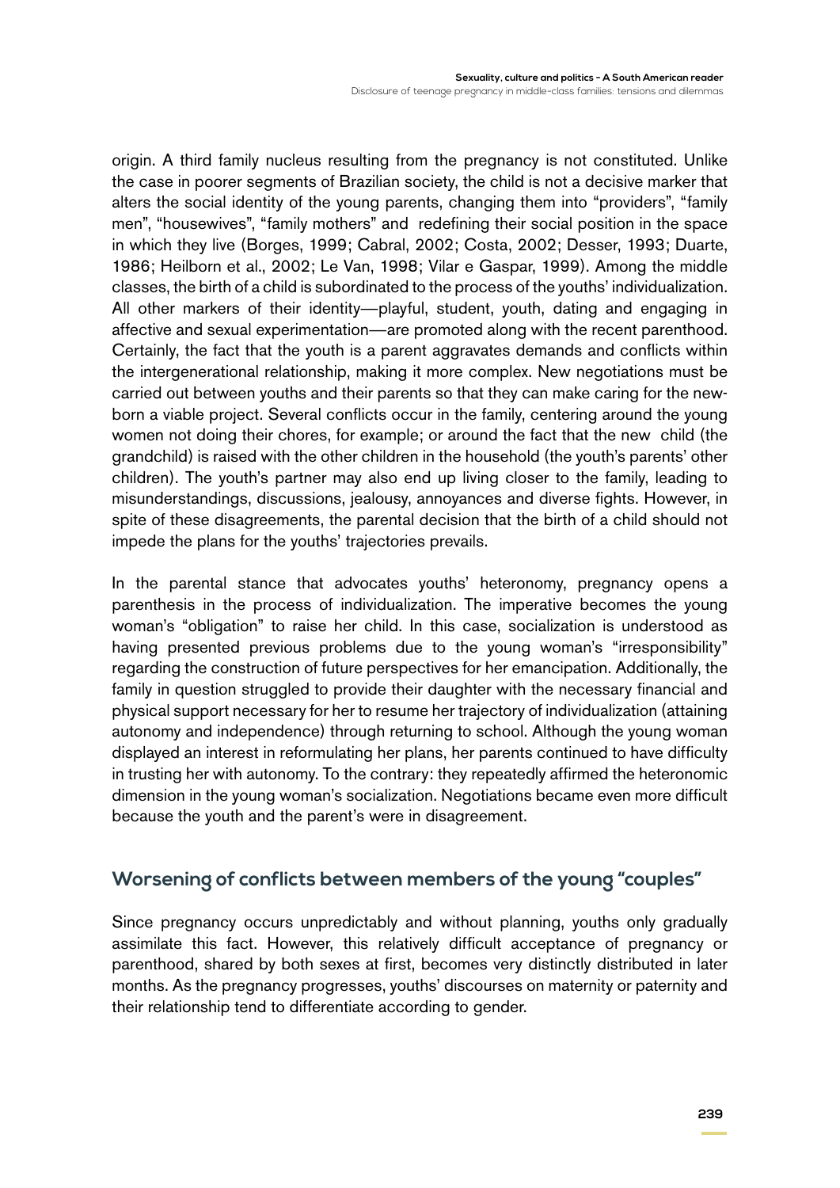origin. A third family nucleus resulting from the pregnancy is not constituted. Unlike the case in poorer segments of Brazilian society, the child is not a decisive marker that alters the social identity of the young parents, changing them into "providers", "family men", "housewives", "family mothers" and redefining their social position in the space in which they live (Borges, 1999; Cabral, 2002; Costa, 2002; Desser, 1993; Duarte, 1986; Heilborn et al., 2002; Le Van, 1998; Vilar e Gaspar, 1999). Among the middle classes, the birth of a child is subordinated to the process of the youths' individualization. All other markers of their identity—playful, student, youth, dating and engaging in affective and sexual experimentation—are promoted along with the recent parenthood. Certainly, the fact that the youth is a parent aggravates demands and conflicts within the intergenerational relationship, making it more complex. New negotiations must be carried out between youths and their parents so that they can make caring for the newborn a viable project. Several conflicts occur in the family, centering around the young women not doing their chores, for example; or around the fact that the new child (the grandchild) is raised with the other children in the household (the youth's parents' other children). The youth's partner may also end up living closer to the family, leading to misunderstandings, discussions, jealousy, annoyances and diverse fights. However, in spite of these disagreements, the parental decision that the birth of a child should not impede the plans for the youths' trajectories prevails.

In the parental stance that advocates youths' heteronomy, pregnancy opens a parenthesis in the process of individualization. The imperative becomes the young woman's "obligation" to raise her child. In this case, socialization is understood as having presented previous problems due to the young woman's "irresponsibility" regarding the construction of future perspectives for her emancipation. Additionally, the family in question struggled to provide their daughter with the necessary financial and physical support necessary for her to resume her trajectory of individualization (attaining autonomy and independence) through returning to school. Although the young woman displayed an interest in reformulating her plans, her parents continued to have difficulty in trusting her with autonomy. To the contrary: they repeatedly affirmed the heteronomic dimension in the young woman's socialization. Negotiations became even more difficult because the youth and the parent's were in disagreement.

## Worsening of conflicts between members of the young "couples"

Since pregnancy occurs unpredictably and without planning, youths only gradually assimilate this fact. However, this relatively difficult acceptance of pregnancy or parenthood, shared by both sexes at first, becomes very distinctly distributed in later months. As the pregnancy progresses, youths' discourses on maternity or paternity and their relationship tend to differentiate according to gender.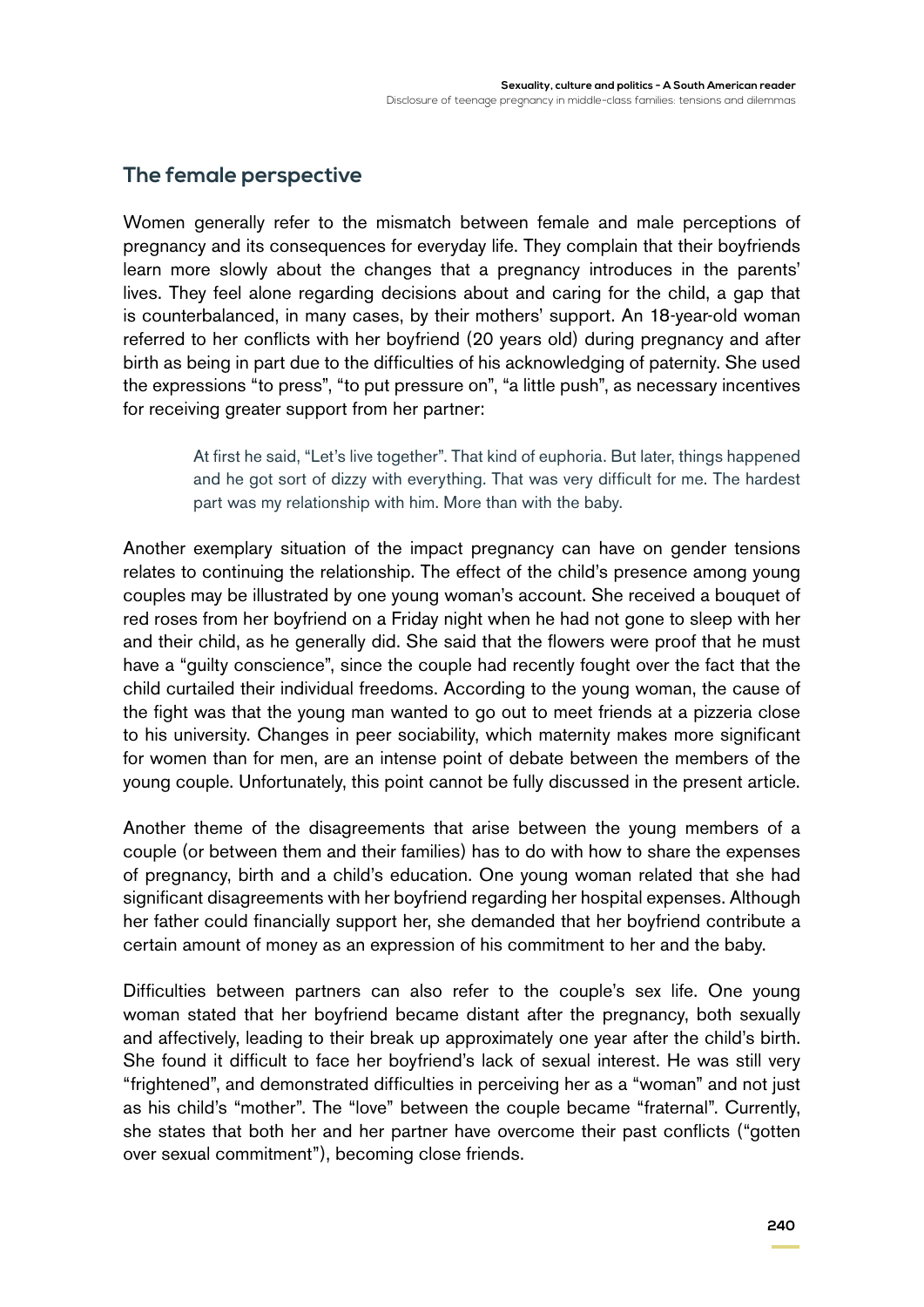## The female perspective

Women generally refer to the mismatch between female and male perceptions of pregnancy and its consequences for everyday life. They complain that their boyfriends learn more slowly about the changes that a pregnancy introduces in the parents' lives. They feel alone regarding decisions about and caring for the child, a gap that is counterbalanced, in many cases, by their mothers' support. An 18-year-old woman referred to her conflicts with her boyfriend (20 years old) during pregnancy and after birth as being in part due to the difficulties of his acknowledging of paternity. She used the expressions "to press", "to put pressure on", "a little push", as necessary incentives for receiving greater support from her partner:

> At first he said, "Let's live together". That kind of euphoria. But later, things happened and he got sort of dizzy with everything. That was very difficult for me. The hardest part was my relationship with him. More than with the baby.

Another exemplary situation of the impact pregnancy can have on gender tensions relates to continuing the relationship. The effect of the child's presence among young couples may be illustrated by one young woman's account. She received a bouquet of red roses from her boyfriend on a Friday night when he had not gone to sleep with her and their child, as he generally did. She said that the flowers were proof that he must have a "guilty conscience", since the couple had recently fought over the fact that the child curtailed their individual freedoms. According to the young woman, the cause of the fight was that the young man wanted to go out to meet friends at a pizzeria close to his university. Changes in peer sociability, which maternity makes more significant for women than for men, are an intense point of debate between the members of the young couple. Unfortunately, this point cannot be fully discussed in the present article.

Another theme of the disagreements that arise between the young members of a couple (or between them and their families) has to do with how to share the expenses of pregnancy, birth and a child's education. One young woman related that she had significant disagreements with her boyfriend regarding her hospital expenses. Although her father could financially support her, she demanded that her boyfriend contribute a certain amount of money as an expression of his commitment to her and the baby.

Difficulties between partners can also refer to the couple's sex life. One young woman stated that her boyfriend became distant after the pregnancy, both sexually and affectively, leading to their break up approximately one year after the child's birth. She found it difficult to face her boyfriend's lack of sexual interest. He was still very "frightened", and demonstrated difficulties in perceiving her as a "woman" and not just as his child's "mother". The "love" between the couple became "fraternal". Currently, she states that both her and her partner have overcome their past conflicts ("gotten over sexual commitment"), becoming close friends.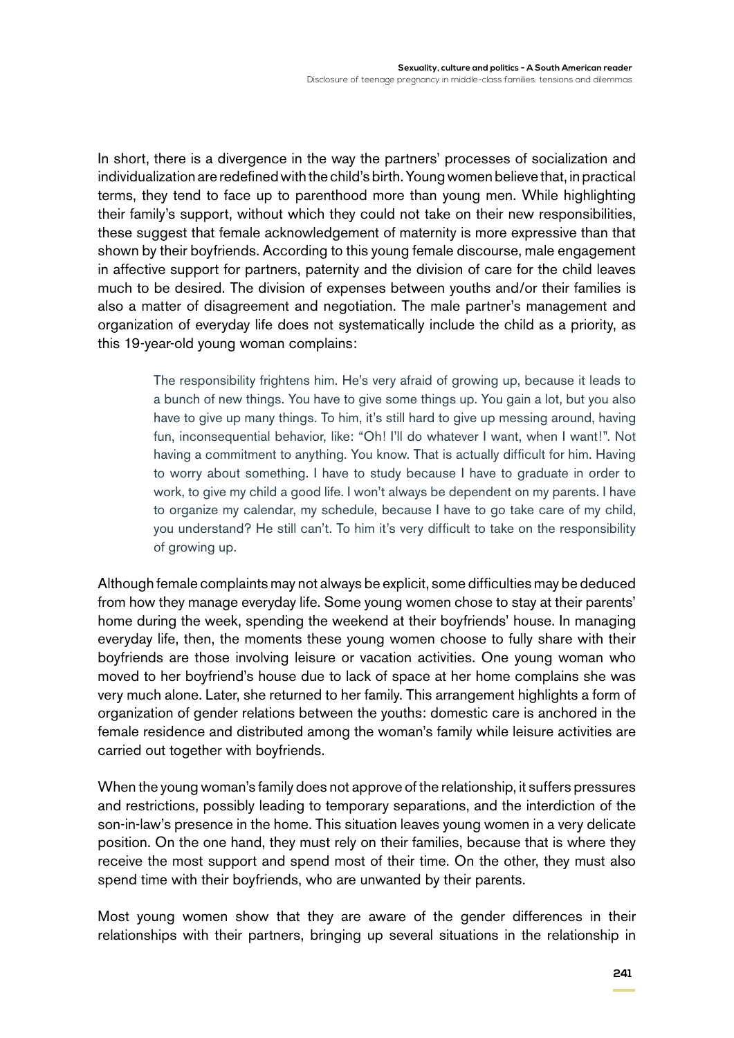In short, there is a divergence in the way the partners' processes of socialization and individualization are redefined with the child's birth. Young women believe that, in practical terms, they tend to face up to parenthood more than young men. While highlighting their family's support, without which they could not take on their new responsibilities, these suggest that female acknowledgement of maternity is more expressive than that shown by their boyfriends. According to this young female discourse, male engagement in affective support for partners, paternity and the division of care for the child leaves much to be desired. The division of expenses between youths and/or their families is also a matter of disagreement and negotiation. The male partner's management and organization of everyday life does not systematically include the child as a priority, as this 19-year-old young woman complains:

> The responsibility frightens him. He's very afraid of growing up, because it leads to a bunch of new things. You have to give some things up. You gain a lot, but you also have to give up many things. To him, it's still hard to give up messing around, having fun, inconsequential behavior, like: "Oh! I'll do whatever I want, when I want!". Not having a commitment to anything. You know. That is actually difficult for him. Having to worry about something. I have to study because I have to graduate in order to work, to give my child a good life. I won't always be dependent on my parents. I have to organize my calendar, my schedule, because I have to go take care of my child, you understand? He still can't. To him it's very difficult to take on the responsibility of growing up.

Although female complaints may not always be explicit, some difficulties may be deduced from how they manage everyday life. Some young women chose to stay at their parents' home during the week, spending the weekend at their boyfriends' house. In managing everyday life, then, the moments these young women choose to fully share with their boyfriends are those involving leisure or vacation activities. One young woman who moved to her boyfriend's house due to lack of space at her home complains she was very much alone. Later, she returned to her family. This arrangement highlights a form of organization of gender relations between the youths: domestic care is anchored in the female residence and distributed among the woman's family while leisure activities are carried out together with boyfriends.

When the young woman's family does not approve of the relationship, it suffers pressures and restrictions, possibly leading to temporary separations, and the interdiction of the son-in-law's presence in the home. This situation leaves young women in a very delicate position. On the one hand, they must rely on their families, because that is where they receive the most support and spend most of their time. On the other, they must also spend time with their boyfriends, who are unwanted by their parents.

Most young women show that they are aware of the gender differences in their relationships with their partners, bringing up several situations in the relationship in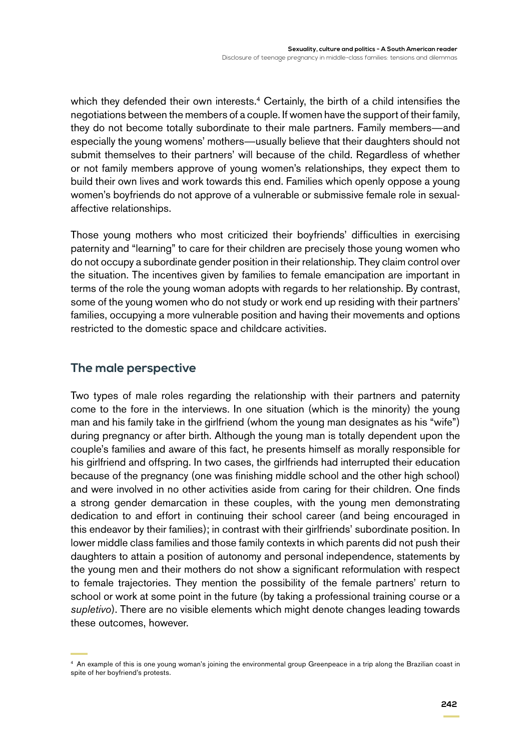which they defended their own interests.[4] Certainly, the birth of a child intensifies the negotiations between the members of a couple. If women have the support of their family, they do not become totally subordinate to their male partners. Family members—and especially the young womens' mothers—usually believe that their daughters should not submit themselves to their partners' will because of the child. Regardless of whether or not family members approve of young women's relationships, they expect them to build their own lives and work towards this end. Families which openly oppose a young women's boyfriends do not approve of a vulnerable or submissive female role in sexual-affective relationships.

Those young mothers who most criticized their boyfriends' difficulties in exercising paternity and "learning" to care for their children are precisely those young women who do not occupy a subordinate gender position in their relationship. They claim control over the situation. The incentives given by families to female emancipation are important in terms of the role the young woman adopts with regards to her relationship. By contrast, some of the young women who do not study or work end up residing with their partners' families, occupying a more vulnerable position and having their movements and options restricted to the domestic space and childcare activities.

## The male perspective

Two types of male roles regarding the relationship with their partners and paternity come to the fore in the interviews. In one situation (which is the minority) the young man and his family take in the girlfriend (whom the young man designates as his "wife") during pregnancy or after birth. Although the young man is totally dependent upon the couple's families and aware of this fact, he presents himself as morally responsible for his girlfriend and offspring. In two cases, the girlfriends had interrupted their education because of the pregnancy (one was finishing middle school and the other high school) and were involved in no other activities aside from caring for their children. One finds a strong gender demarcation in these couples, with the young men demonstrating dedication to and effort in continuing their school career (and being encouraged in this endeavor by their families); in contrast with their girlfriends' subordinate position. In lower middle class families and those family contexts in which parents did not push their daughters to attain a position of autonomy and personal independence, statements by the young men and their mothers do not show a significant reformulation with respect to female trajectories. They mention the possibility of the female partners' return to school or work at some point in the future (by taking a professional training course or a *supletivo*). There are no visible elements which might denote changes leading towards these outcomes, however.

[4] An example of this is one young woman's joining the environmental group Greenpeace in a trip along the Brazilian coast in spite of her boyfriend's protests.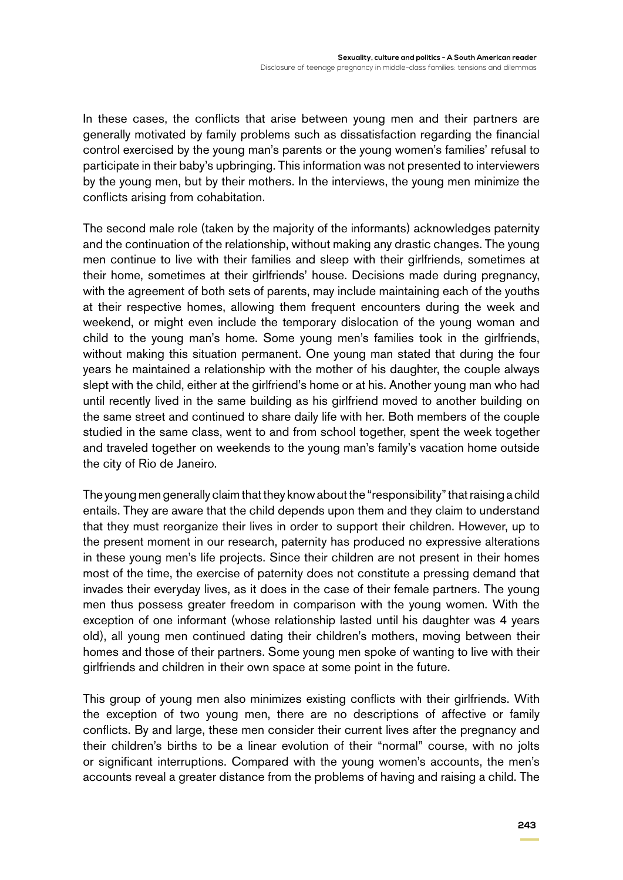In these cases, the conflicts that arise between young men and their partners are generally motivated by family problems such as dissatisfaction regarding the financial control exercised by the young man's parents or the young women's families' refusal to participate in their baby's upbringing. This information was not presented to interviewers by the young men, but by their mothers. In the interviews, the young men minimize the conflicts arising from cohabitation.

The second male role (taken by the majority of the informants) acknowledges paternity and the continuation of the relationship, without making any drastic changes. The young men continue to live with their families and sleep with their girlfriends, sometimes at their home, sometimes at their girlfriends' house. Decisions made during pregnancy, with the agreement of both sets of parents, may include maintaining each of the youths at their respective homes, allowing them frequent encounters during the week and weekend, or might even include the temporary dislocation of the young woman and child to the young man's home. Some young men's families took in the girlfriends, without making this situation permanent. One young man stated that during the four years he maintained a relationship with the mother of his daughter, the couple always slept with the child, either at the girlfriend's home or at his. Another young man who had until recently lived in the same building as his girlfriend moved to another building on the same street and continued to share daily life with her. Both members of the couple studied in the same class, went to and from school together, spent the week together and traveled together on weekends to the young man's family's vacation home outside the city of Rio de Janeiro.

The young men generally claim that they know about the "responsibility" that raising a child entails. They are aware that the child depends upon them and they claim to understand that they must reorganize their lives in order to support their children. However, up to the present moment in our research, paternity has produced no expressive alterations in these young men's life projects. Since their children are not present in their homes most of the time, the exercise of paternity does not constitute a pressing demand that invades their everyday lives, as it does in the case of their female partners. The young men thus possess greater freedom in comparison with the young women. With the exception of one informant (whose relationship lasted until his daughter was 4 years old), all young men continued dating their children's mothers, moving between their homes and those of their partners. Some young men spoke of wanting to live with their girlfriends and children in their own space at some point in the future.

This group of young men also minimizes existing conflicts with their girlfriends. With the exception of two young men, there are no descriptions of affective or family conflicts. By and large, these men consider their current lives after the pregnancy and their children's births to be a linear evolution of their "normal" course, with no jolts or significant interruptions. Compared with the young women's accounts, the men's accounts reveal a greater distance from the problems of having and raising a child. The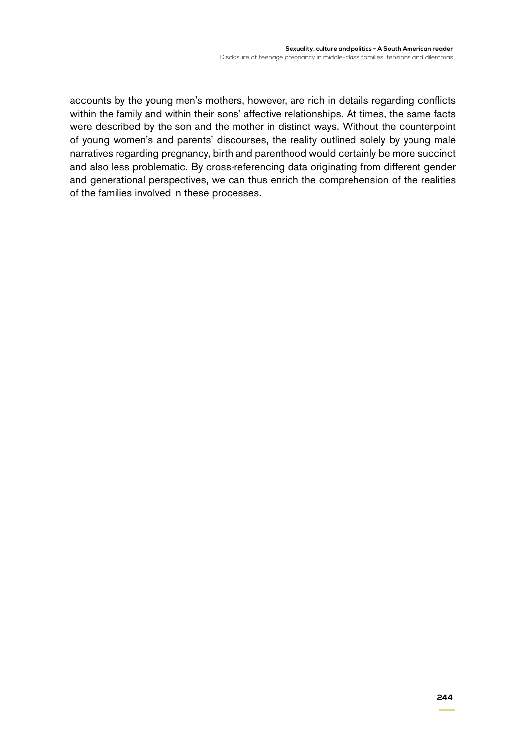accounts by the young men's mothers, however, are rich in details regarding conflicts within the family and within their sons' affective relationships. At times, the same facts were described by the son and the mother in distinct ways. Without the counterpoint of young women's and parents' discourses, the reality outlined solely by young male narratives regarding pregnancy, birth and parenthood would certainly be more succinct and also less problematic. By cross-referencing data originating from different gender and generational perspectives, we can thus enrich the comprehension of the realities of the families involved in these processes.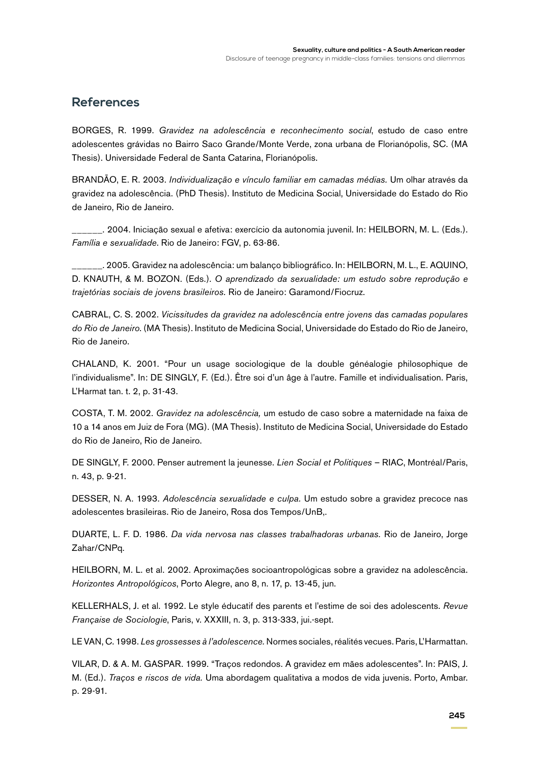## References

BORGES, R. 1999. *Gravidez na adolescência e reconhecimento social*, estudo de caso entre adolescentes grávidas no Bairro Saco Grande/Monte Verde, zona urbana de Florianópolis, SC. (MA Thesis). Universidade Federal de Santa Catarina, Florianópolis.

BRANDÃO, E. R. 2003. *Individualização e vínculo familiar em camadas médias.* Um olhar através da gravidez na adolescência. (PhD Thesis). Instituto de Medicina Social, Universidade do Estado do Rio de Janeiro, Rio de Janeiro.

______. 2004. Iniciação sexual e afetiva: exercício da autonomia juvenil. In: HEILBORN, M. L. (Eds.). *Família e sexualidade*. Rio de Janeiro: FGV, p. 63-86.

______. 2005. Gravidez na adolescência: um balanço bibliográfico. In: HEILBORN, M. L., E. AQUINO, D. KNAUTH, & M. BOZON. (Eds.). *O aprendizado da sexualidade: um estudo sobre reprodução e trajetórias sociais de jovens brasileiros.* Rio de Janeiro: Garamond/Fiocruz.

CABRAL, C. S. 2002. *Vicissitudes da gravidez na adolescência entre jovens das camadas populares do Rio de Janeiro.* (MA Thesis). Instituto de Medicina Social, Universidade do Estado do Rio de Janeiro, Rio de Janeiro.

CHALAND, K. 2001. "Pour un usage sociologique de la double généalogie philosophique de l'individualisme". In: DE SINGLY, F. (Ed.). Être soi d'un âge à l'autre. Famille et individualisation. Paris, L'Harmat tan. t. 2, p. 31-43.

COSTA, T. M. 2002. *Gravidez na adolescência,* um estudo de caso sobre a maternidade na faixa de 10 a 14 anos em Juiz de Fora (MG). (MA Thesis). Instituto de Medicina Social, Universidade do Estado do Rio de Janeiro, Rio de Janeiro.

DE SINGLY, F. 2000. Penser autrement la jeunesse. *Lien Social et Politiques* – RIAC, Montréal/Paris, n. 43, p. 9-21.

DESSER, N. A. 1993. *Adolescência sexualidade e culpa.* Um estudo sobre a gravidez precoce nas adolescentes brasileiras. Rio de Janeiro, Rosa dos Tempos/UnB,.

DUARTE, L. F. D. 1986. *Da vida nervosa nas classes trabalhadoras urbanas.* Rio de Janeiro, Jorge Zahar/CNPq.

HEILBORN, M. L. et al. 2002. Aproximações socioantropológicas sobre a gravidez na adolescência. *Horizontes Antropológicos*, Porto Alegre, ano 8, n. 17, p. 13-45, jun.

KELLERHALS, J. et al. 1992. Le style éducatif des parents et l'estime de soi des adolescents. *Revue Française de Sociologie*, Paris, v. XXXIII, n. 3, p. 313-333, jui.-sept.

LE VAN, C. 1998. *Les grossesses à l'adolescence.* Normes sociales, réalités vecues. Paris, L'Harmattan.

VILAR, D. & A. M. GASPAR. 1999. "Traços redondos. A gravidez em mães adolescentes". In: PAIS, J. M. (Ed.). *Traços e riscos de vida.* Uma abordagem qualitativa a modos de vida juvenis. Porto, Ambar. p. 29-91.